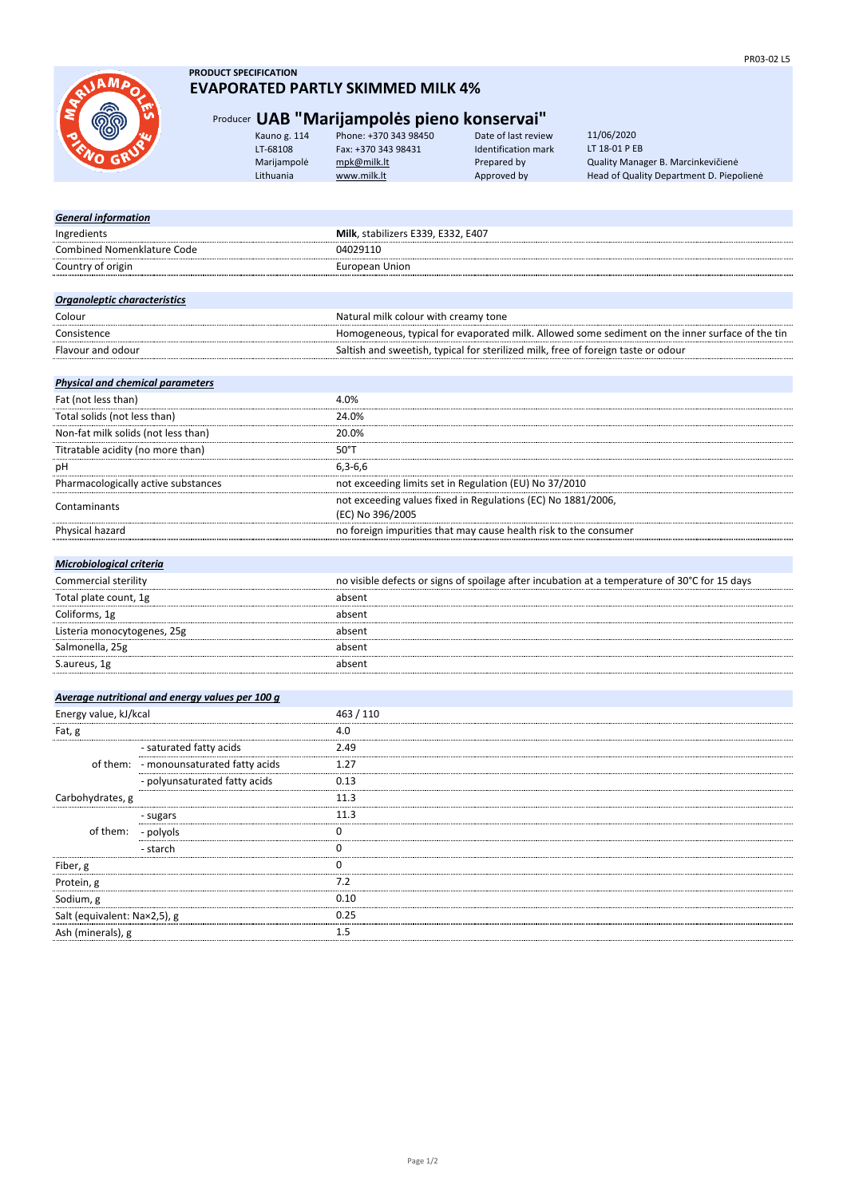PR03-02 L5

**PRODUCT SPECIFICATION**

# EVAPORATED PARTLY SKIMMED MILK 4%

## Producer UAB "Marijampolės pieno konservai"

| | | | |
|---|---|---|---|
| Kauno g. 114 | Phone: +370 343 98450 | Date of last review | 11/06/2020 |
| LT-68108 | Fax: +370 343 98431 | Identification mark | LT 18-01 P EB |
| Marijampolė | mpk@milk.lt | Prepared by | Quality Manager B. Marcinkevičienė |
| Lithuania | www.milk.lt | Approved by | Head of Quality Department D. Piepolienė |

| ***General information*** | |
|---|---|
| Ingredients | **Milk**, stabilizers E339, E332, E407 |
| Combined Nomenklature Code | 04029110 |
| Country of origin | European Union |

| ***Organoleptic characteristics*** | |
|---|---|
| Colour | Natural milk colour with creamy tone |
| Consistence | Homogeneous, typical for evaporated milk. Allowed some sediment on the inner surface of the tin |
| Flavour and odour | Saltish and sweetish, typical for sterilized milk, free of foreign taste or odour |

| ***Physical and chemical parameters*** | |
|---|---|
| Fat (not less than) | 4.0% |
| Total solids (not less than) | 24.0% |
| Non-fat milk solids (not less than) | 20.0% |
| Titratable acidity (no more than) | 50°T |
| pH | 6,3-6,6 |
| Pharmacologically active substances | not exceeding limits set in Regulation (EU) No 37/2010 |
| Contaminants | not exceeding values fixed in Regulations (EC) No 1881/2006, (EC) No 396/2005 |
| Physical hazard | no foreign impurities that may cause health risk to the consumer |

| ***Microbiological criteria*** | |
|---|---|
| Commercial sterility | no visible defects or signs of spoilage after incubation at a temperature of 30°C for 15 days |
| Total plate count, 1g | absent |
| Coliforms, 1g | absent |
| Listeria monocytogenes, 25g | absent |
| Salmonella, 25g | absent |
| S.aureus, 1g | absent |

| ***Average nutritional and energy values per 100 g*** | | |
|---|---|---|
| Energy value, kJ/kcal | | 463 / 110 |
| Fat, g | | 4.0 |
| of them: | - saturated fatty acids | 2.49 |
| | - monounsaturated fatty acids | 1.27 |
| | - polyunsaturated fatty acids | 0.13 |
| Carbohydrates, g | | 11.3 |
| of them: | - sugars | 11.3 |
| | - polyols | 0 |
| | - starch | 0 |
| Fiber, g | | 0 |
| Protein, g | | 7.2 |
| Sodium, g | | 0.10 |
| Salt (equivalent: Na×2,5), g | | 0.25 |
| Ash (minerals), g | | 1.5 |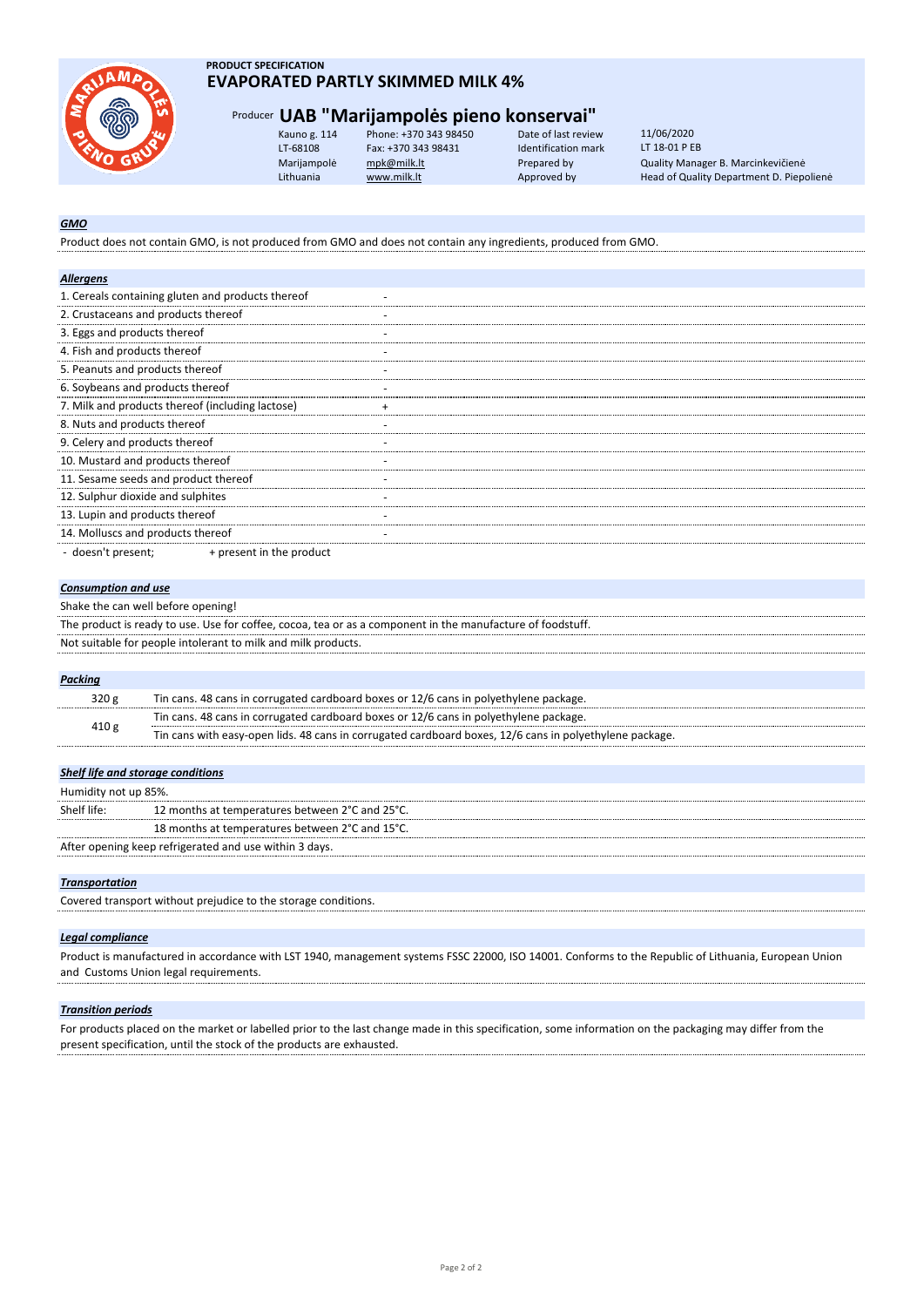**PRODUCT SPECIFICATION**
# EVAPORATED PARTLY SKIMMED MILK 4%

Producer **UAB "Marijampolės pieno konservai"**

| | | | |
|---|---|---|---|
| Kauno g. 114 | Phone: +370 343 98450 | Date of last review | 11/06/2020 |
| LT-68108 | Fax: +370 343 98431 | Identification mark | LT 18-01 P EB |
| Marijampolė | mpk@milk.lt | Prepared by | Quality Manager B. Marcinkevičienė |
| Lithuania | www.milk.lt | Approved by | Head of Quality Department D. Piepolienė |

### *GMO*

Product does not contain GMO, is not produced from GMO and does not contain any ingredients, produced from GMO.

### *Allergens*

| | |
|---|---|
| 1. Cereals containing gluten and products thereof | - |
| 2. Crustaceans and products thereof | - |
| 3. Eggs and products thereof | - |
| 4. Fish and products thereof | - |
| 5. Peanuts and products thereof | - |
| 6. Soybeans and products thereof | - |
| 7. Milk and products thereof (including lactose) | + |
| 8. Nuts and products thereof | - |
| 9. Celery and products thereof | - |
| 10. Mustard and products thereof | - |
| 11. Sesame seeds and product thereof | - |
| 12. Sulphur dioxide and sulphites | - |
| 13. Lupin and products thereof | - |
| 14. Molluscs and products thereof | - |

- doesn't present; + present in the product

### *Consumption and use*

Shake the can well before opening!

The product is ready to use. Use for coffee, cocoa, tea or as a component in the manufacture of foodstuff.

Not suitable for people intolerant to milk and milk products.

### *Packing*

| | |
|---|---|
| 320 g | Tin cans. 48 cans in corrugated cardboard boxes or 12/6 cans in polyethylene package. |
| 410 g | Tin cans. 48 cans in corrugated cardboard boxes or 12/6 cans in polyethylene package. |
| | Tin cans with easy-open lids. 48 cans in corrugated cardboard boxes, 12/6 cans in polyethylene package. |

### *Shelf life and storage conditions*

Humidity not up 85%.

| | |
|---|---|
| Shelf life: | 12 months at temperatures between 2°C and 25°C. |
| | 18 months at temperatures between 2°C and 15°C. |

After opening keep refrigerated and use within 3 days.

### *Transportation*

Covered transport without prejudice to the storage conditions.

### *Legal compliance*

Product is manufactured in accordance with LST 1940, management systems FSSC 22000, ISO 14001. Conforms to the Republic of Lithuania, European Union and Customs Union legal requirements.

### *Transition periods*

For products placed on the market or labelled prior to the last change made in this specification, some information on the packaging may differ from the present specification, until the stock of the products are exhausted.